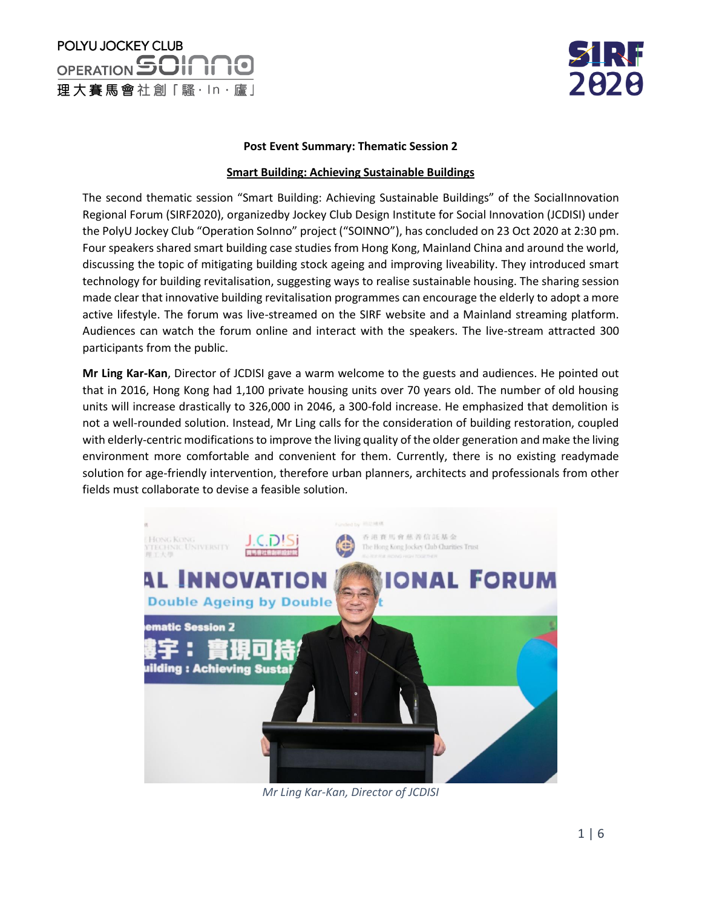**Post Event Summary: Thematic Session 2**

**Smart Building: Achieving Sustainable Buildings**

The second thematic session "Smart Building: Achieving Sustainable Buildings" of the SocialInnovation Regional Forum (SIRF2020), organizedby Jockey Club Design Institute for Social Innovation (JCDISI) under the PolyU Jockey Club "Operation SoInno" project ("SOINNO"), has concluded on 23 Oct 2020 at 2:30 pm. Four speakers shared smart building case studies from Hong Kong, Mainland China and around the world, discussing the topic of mitigating building stock ageing and improving liveability. They introduced smart technology for building revitalisation, suggesting ways to realise sustainable housing. The sharing session made clear that innovative building revitalisation programmes can encourage the elderly to adopt a more active lifestyle. The forum was live-streamed on the SIRF website and a Mainland streaming platform. Audiences can watch the forum online and interact with the speakers. The live-stream attracted 300 participants from the public.

**Mr Ling Kar-Kan**, Director of JCDISI gave a warm welcome to the guests and audiences. He pointed out that in 2016, Hong Kong had 1,100 private housing units over 70 years old. The number of old housing units will increase drastically to 326,000 in 2046, a 300-fold increase. He emphasized that demolition is not a well-rounded solution. Instead, Mr Ling calls for the consideration of building restoration, coupled with elderly-centric modifications to improve the living quality of the older generation and make the living environment more comfortable and convenient for them. Currently, there is no existing readymade solution for age-friendly intervention, therefore urban planners, architects and professionals from other fields must collaborate to devise a feasible solution.

*Mr Ling Kar-Kan, Director of JCDISI*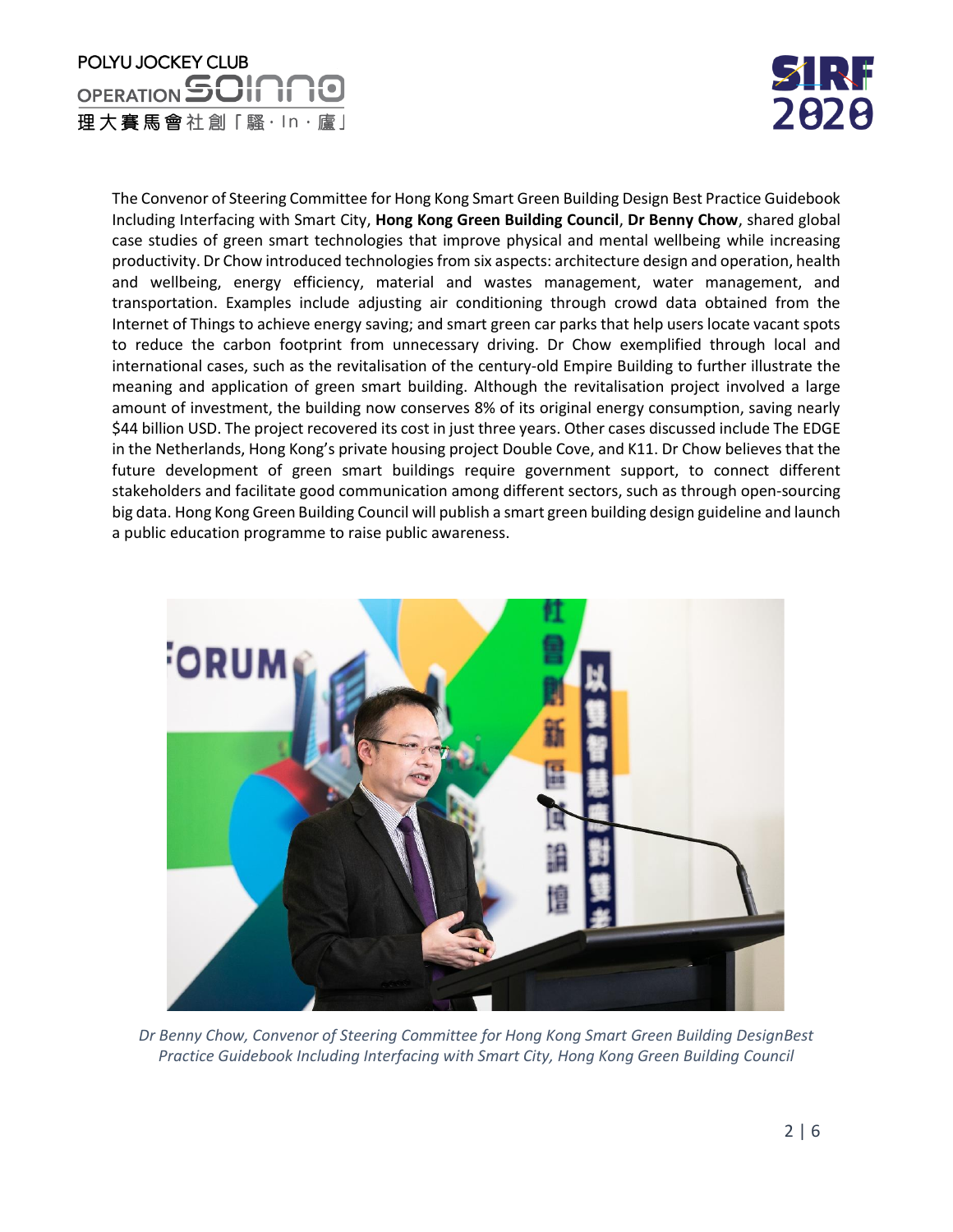The Convenor of Steering Committee for Hong Kong Smart Green Building Design Best Practice Guidebook Including Interfacing with Smart City, **Hong Kong Green Building Council**, **Dr Benny Chow**, shared global case studies of green smart technologies that improve physical and mental wellbeing while increasing productivity. Dr Chow introduced technologies from six aspects: architecture design and operation, health and wellbeing, energy efficiency, material and wastes management, water management, and transportation. Examples include adjusting air conditioning through crowd data obtained from the Internet of Things to achieve energy saving; and smart green car parks that help users locate vacant spots to reduce the carbon footprint from unnecessary driving. Dr Chow exemplified through local and international cases, such as the revitalisation of the century-old Empire Building to further illustrate the meaning and application of green smart building. Although the revitalisation project involved a large amount of investment, the building now conserves 8% of its original energy consumption, saving nearly $44 billion USD. The project recovered its cost in just three years. Other cases discussed include The EDGE in the Netherlands, Hong Kong's private housing project Double Cove, and K11. Dr Chow believes that the future development of green smart buildings require government support, to connect different stakeholders and facilitate good communication among different sectors, such as through open-sourcing big data. Hong Kong Green Building Council will publish a smart green building design guideline and launch a public education programme to raise public awareness.

*Dr Benny Chow, Convenor of Steering Committee for Hong Kong Smart Green Building DesignBest Practice Guidebook Including Interfacing with Smart City, Hong Kong Green Building Council*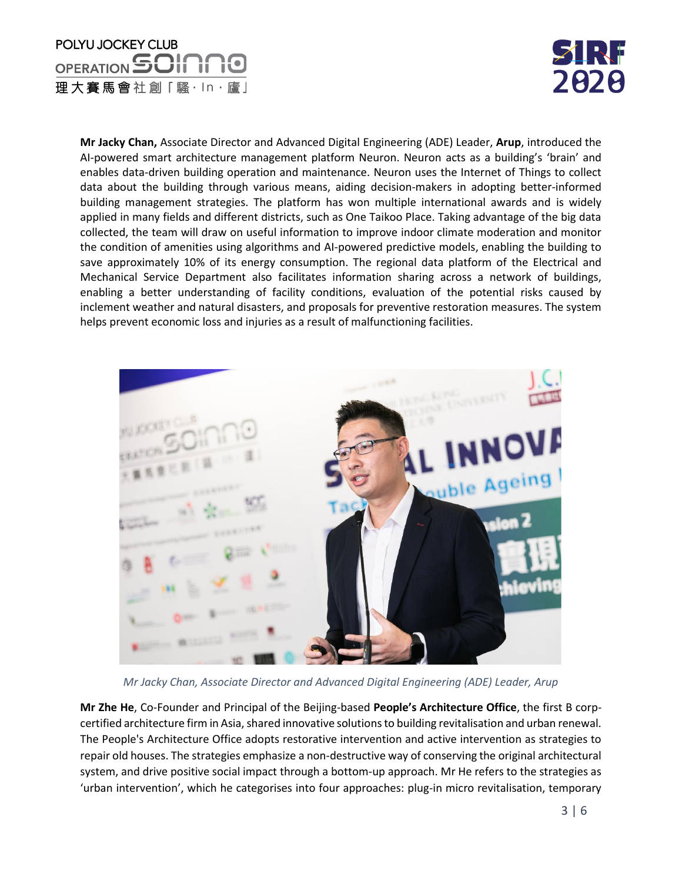**Mr Jacky Chan,** Associate Director and Advanced Digital Engineering (ADE) Leader, **Arup**, introduced the AI-powered smart architecture management platform Neuron. Neuron acts as a building's 'brain' and enables data-driven building operation and maintenance. Neuron uses the Internet of Things to collect data about the building through various means, aiding decision-makers in adopting better-informed building management strategies. The platform has won multiple international awards and is widely applied in many fields and different districts, such as One Taikoo Place. Taking advantage of the big data collected, the team will draw on useful information to improve indoor climate moderation and monitor the condition of amenities using algorithms and AI-powered predictive models, enabling the building to save approximately 10% of its energy consumption. The regional data platform of the Electrical and Mechanical Service Department also facilitates information sharing across a network of buildings, enabling a better understanding of facility conditions, evaluation of the potential risks caused by inclement weather and natural disasters, and proposals for preventive restoration measures. The system helps prevent economic loss and injuries as a result of malfunctioning facilities.

*Mr Jacky Chan, Associate Director and Advanced Digital Engineering (ADE) Leader, Arup*

**Mr Zhe He**, Co-Founder and Principal of the Beijing-based **People's Architecture Office**, the first B corp-certified architecture firm in Asia, shared innovative solutions to building revitalisation and urban renewal. The People's Architecture Office adopts restorative intervention and active intervention as strategies to repair old houses. The strategies emphasize a non-destructive way of conserving the original architectural system, and drive positive social impact through a bottom-up approach. Mr He refers to the strategies as 'urban intervention', which he categorises into four approaches: plug-in micro revitalisation, temporary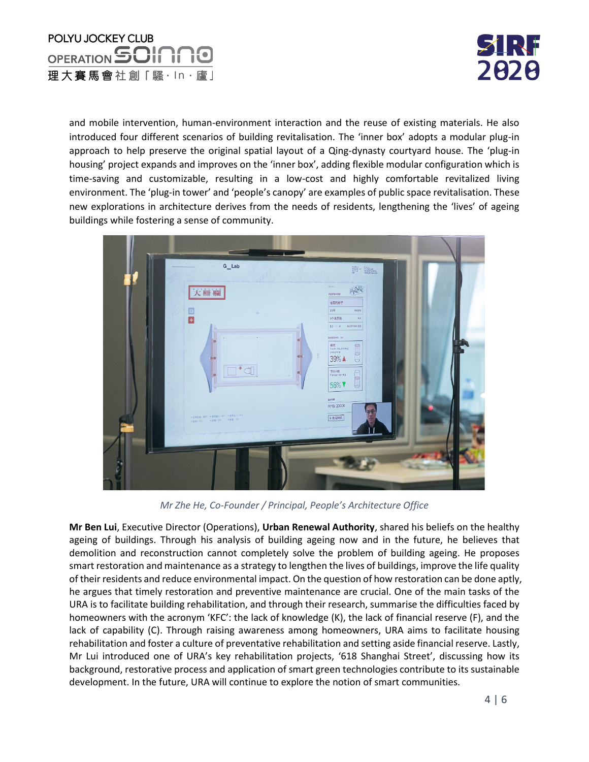and mobile intervention, human-environment interaction and the reuse of existing materials. He also introduced four different scenarios of building revitalisation. The 'inner box' adopts a modular plug-in approach to help preserve the original spatial layout of a Qing-dynasty courtyard house. The 'plug-in housing' project expands and improves on the 'inner box', adding flexible modular configuration which is time-saving and customizable, resulting in a low-cost and highly comfortable revitalized living environment. The 'plug-in tower' and 'people's canopy' are examples of public space revitalisation. These new explorations in architecture derives from the needs of residents, lengthening the 'lives' of ageing buildings while fostering a sense of community.

*Mr Zhe He, Co-Founder / Principal, People's Architecture Office*

**Mr Ben Lui**, Executive Director (Operations), **Urban Renewal Authority**, shared his beliefs on the healthy ageing of buildings. Through his analysis of building ageing now and in the future, he believes that demolition and reconstruction cannot completely solve the problem of building ageing. He proposes smart restoration and maintenance as a strategy to lengthen the lives of buildings, improve the life quality of their residents and reduce environmental impact. On the question of how restoration can be done aptly, he argues that timely restoration and preventive maintenance are crucial. One of the main tasks of the URA is to facilitate building rehabilitation, and through their research, summarise the difficulties faced by homeowners with the acronym 'KFC': the lack of knowledge (K), the lack of financial reserve (F), and the lack of capability (C). Through raising awareness among homeowners, URA aims to facilitate housing rehabilitation and foster a culture of preventative rehabilitation and setting aside financial reserve. Lastly, Mr Lui introduced one of URA's key rehabilitation projects, '618 Shanghai Street', discussing how its background, restorative process and application of smart green technologies contribute to its sustainable development. In the future, URA will continue to explore the notion of smart communities.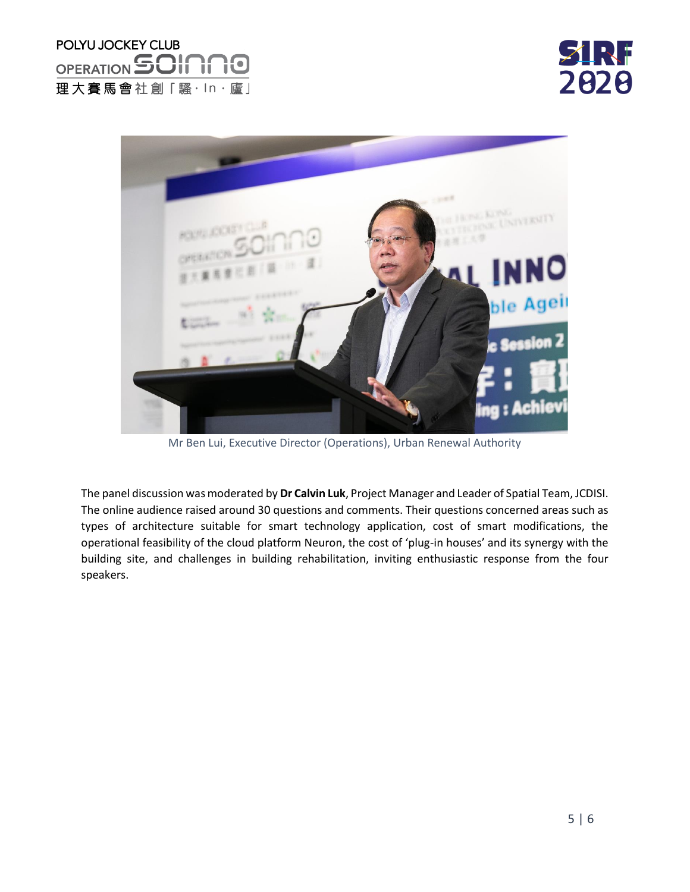Mr Ben Lui, Executive Director (Operations), Urban Renewal Authority

The panel discussion was moderated by **Dr Calvin Luk**, Project Manager and Leader of Spatial Team, JCDISI. The online audience raised around 30 questions and comments. Their questions concerned areas such as types of architecture suitable for smart technology application, cost of smart modifications, the operational feasibility of the cloud platform Neuron, the cost of 'plug-in houses' and its synergy with the building site, and challenges in building rehabilitation, inviting enthusiastic response from the four speakers.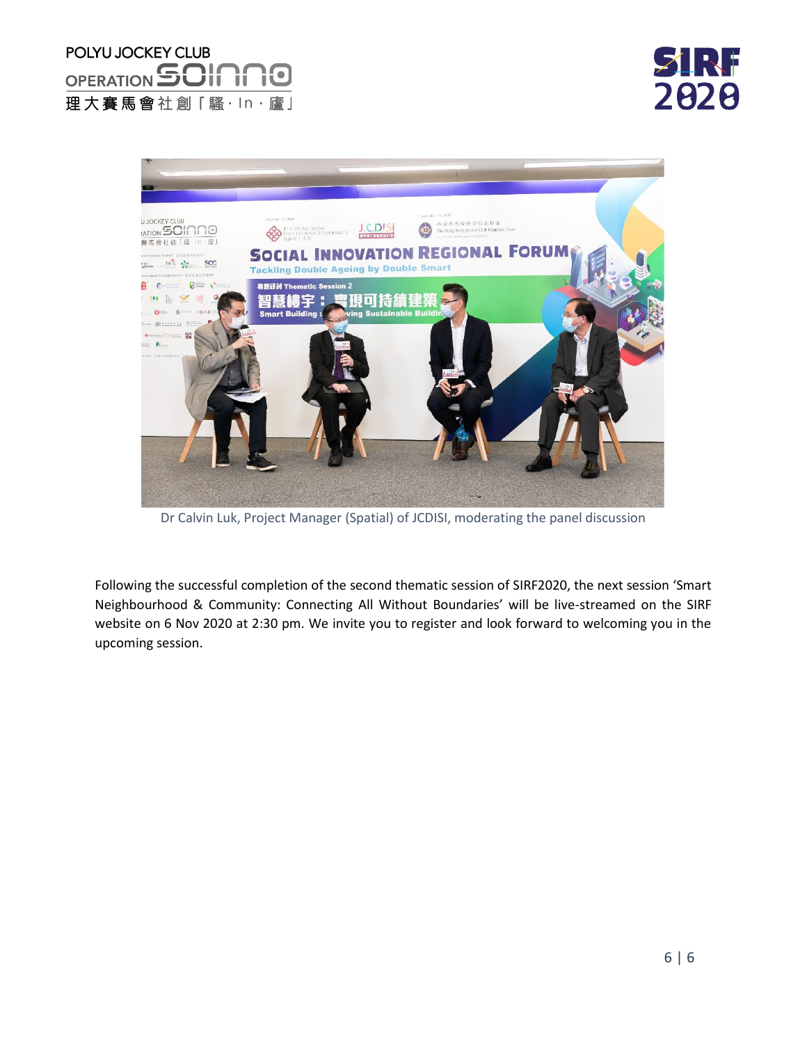Dr Calvin Luk, Project Manager (Spatial) of JCDISI, moderating the panel discussion

Following the successful completion of the second thematic session of SIRF2020, the next session 'Smart Neighbourhood & Community: Connecting All Without Boundaries' will be live-streamed on the SIRF website on 6 Nov 2020 at 2:30 pm. We invite you to register and look forward to welcoming you in the upcoming session.